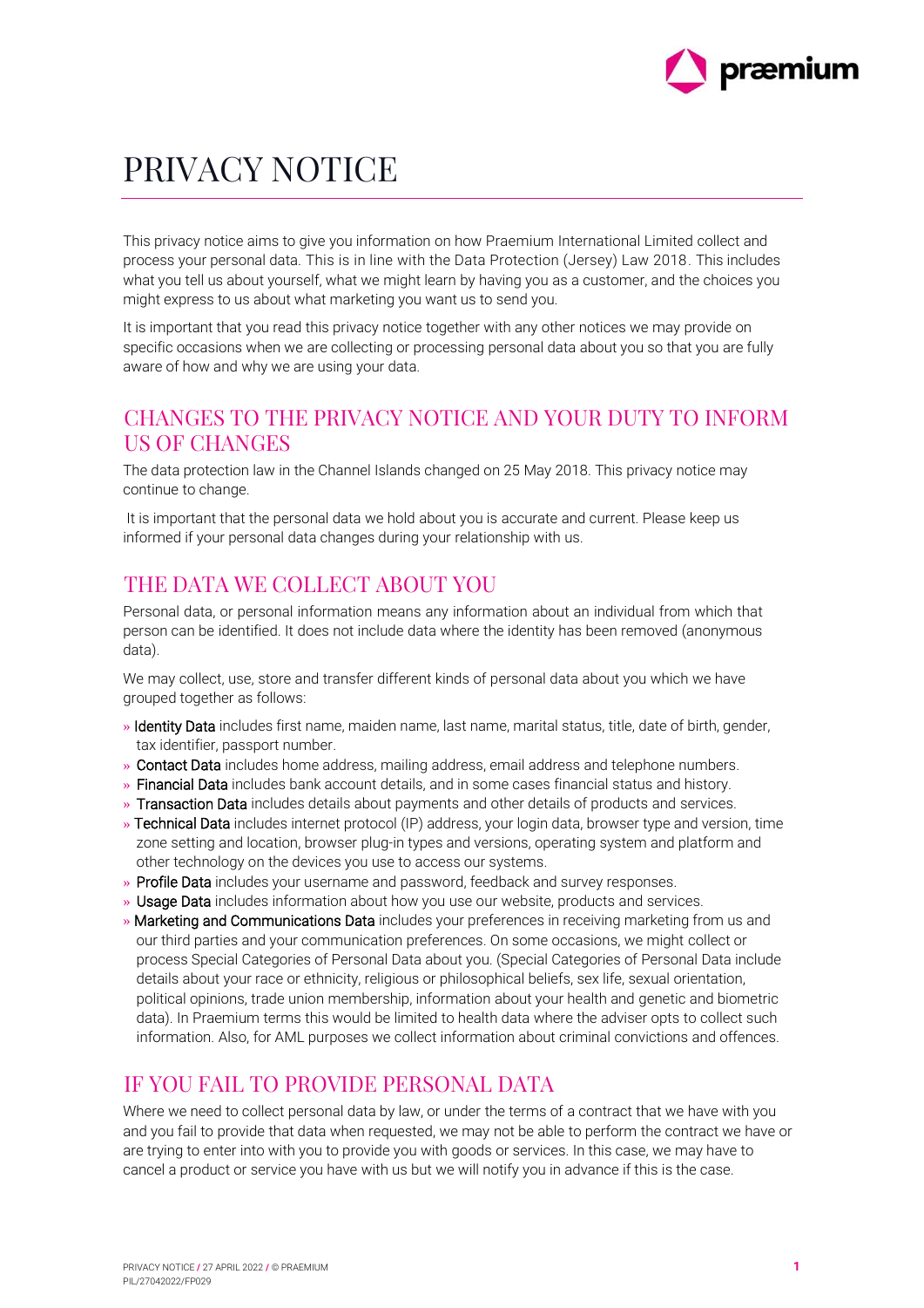# PRIVACY NOTICE

This privacy notice aims to give you information on how Praemium International Limited collect and process your personal data. This is in line with the Data Protection (Jersey) Law 2018. This includes what you tell us about yourself, what we might learn by having you as a customer, and the choices you might express to us about what marketing you want us to send you.

It is important that you read this privacy notice together with any other notices we may provide on specific occasions when we are collecting or processing personal data about you so that you are fully aware of how and why we are using your data.

## CHANGES TO THE PRIVACY NOTICE AND YOUR DUTY TO INFORM US OF CHANGES

The data protection law in the Channel Islands changed on 25 May 2018. This privacy notice may continue to change.

It is important that the personal data we hold about you is accurate and current. Please keep us informed if your personal data changes during your relationship with us.

## THE DATA WE COLLECT ABOUT YOU

Personal data, or personal information means any information about an individual from which that person can be identified. It does not include data where the identity has been removed (anonymous data).

We may collect, use, store and transfer different kinds of personal data about you which we have grouped together as follows:

- Identity Data includes first name, maiden name, last name, marital status, title, date of birth, gender, tax identifier, passport number.
- Contact Data includes home address, mailing address, email address and telephone numbers.
- Financial Data includes bank account details, and in some cases financial status and history.
- Transaction Data includes details about payments and other details of products and services.
- Technical Data includes internet protocol (IP) address, your login data, browser type and version, time zone setting and location, browser plug-in types and versions, operating system and platform and other technology on the devices you use to access our systems.
- Profile Data includes your username and password, feedback and survey responses.
- Usage Data includes information about how you use our website, products and services.
- Marketing and Communications Data includes your preferences in receiving marketing from us and our third parties and your communication preferences. On some occasions, we might collect or process Special Categories of Personal Data about you. (Special Categories of Personal Data include details about your race or ethnicity, religious or philosophical beliefs, sex life, sexual orientation, political opinions, trade union membership, information about your health and genetic and biometric data). In Praemium terms this would be limited to health data where the adviser opts to collect such information. Also, for AML purposes we collect information about criminal convictions and offences.

## IF YOU FAIL TO PROVIDE PERSONAL DATA

Where we need to collect personal data by law, or under the terms of a contract that we have with you and you fail to provide that data when requested, we may not be able to perform the contract we have or are trying to enter into with you to provide you with goods or services. In this case, we may have to cancel a product or service you have with us but we will notify you in advance if this is the case.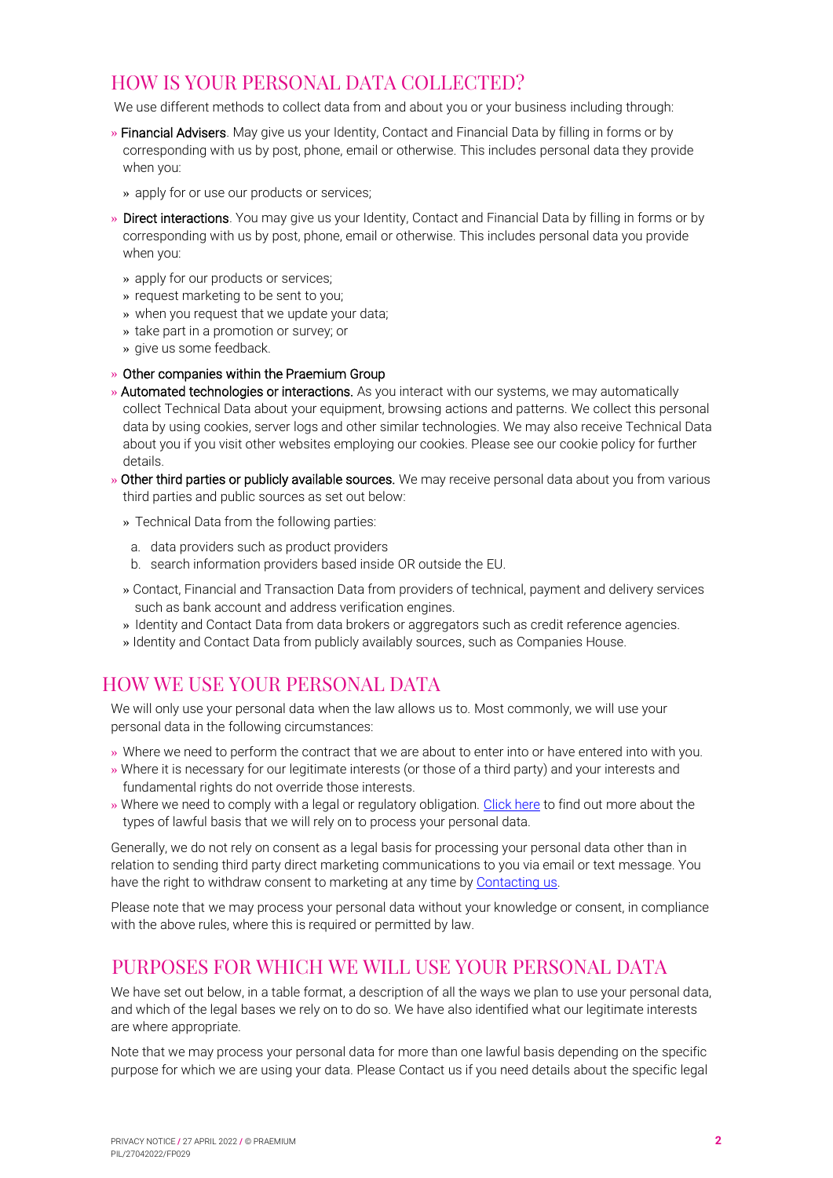## HOW IS YOUR PERSONAL DATA COLLECTED?

We use different methods to collect data from and about you or your business including through:

- **Financial Advisers**. May give us your Identity, Contact and Financial Data by filling in forms or by corresponding with us by post, phone, email or otherwise. This includes personal data they provide when you:
  - apply for or use our products or services;
- **Direct interactions**. You may give us your Identity, Contact and Financial Data by filling in forms or by corresponding with us by post, phone, email or otherwise. This includes personal data you provide when you:
  - apply for our products or services;
  - request marketing to be sent to you;
  - when you request that we update your data;
  - take part in a promotion or survey; or
  - give us some feedback.
- **Other companies within the Praemium Group**
- **Automated technologies or interactions.** As you interact with our systems, we may automatically collect Technical Data about your equipment, browsing actions and patterns. We collect this personal data by using cookies, server logs and other similar technologies. We may also receive Technical Data about you if you visit other websites employing our cookies. Please see our cookie policy for further details.
- **Other third parties or publicly available sources.** We may receive personal data about you from various third parties and public sources as set out below:
  - Technical Data from the following parties:
    a. data providers such as product providers
    b. search information providers based inside OR outside the EU.
  - Contact, Financial and Transaction Data from providers of technical, payment and delivery services such as bank account and address verification engines.
  - Identity and Contact Data from data brokers or aggregators such as credit reference agencies.
  - Identity and Contact Data from publicly availably sources, such as Companies House.

## HOW WE USE YOUR PERSONAL DATA

We will only use your personal data when the law allows us to. Most commonly, we will use your personal data in the following circumstances:

- Where we need to perform the contract that we are about to enter into or have entered into with you.
- Where it is necessary for our legitimate interests (or those of a third party) and your interests and fundamental rights do not override those interests.
- Where we need to comply with a legal or regulatory obligation. Click here to find out more about the types of lawful basis that we will rely on to process your personal data.

Generally, we do not rely on consent as a legal basis for processing your personal data other than in relation to sending third party direct marketing communications to you via email or text message. You have the right to withdraw consent to marketing at any time by Contacting us.

Please note that we may process your personal data without your knowledge or consent, in compliance with the above rules, where this is required or permitted by law.

## PURPOSES FOR WHICH WE WILL USE YOUR PERSONAL DATA

We have set out below, in a table format, a description of all the ways we plan to use your personal data, and which of the legal bases we rely on to do so. We have also identified what our legitimate interests are where appropriate.

Note that we may process your personal data for more than one lawful basis depending on the specific purpose for which we are using your data. Please Contact us if you need details about the specific legal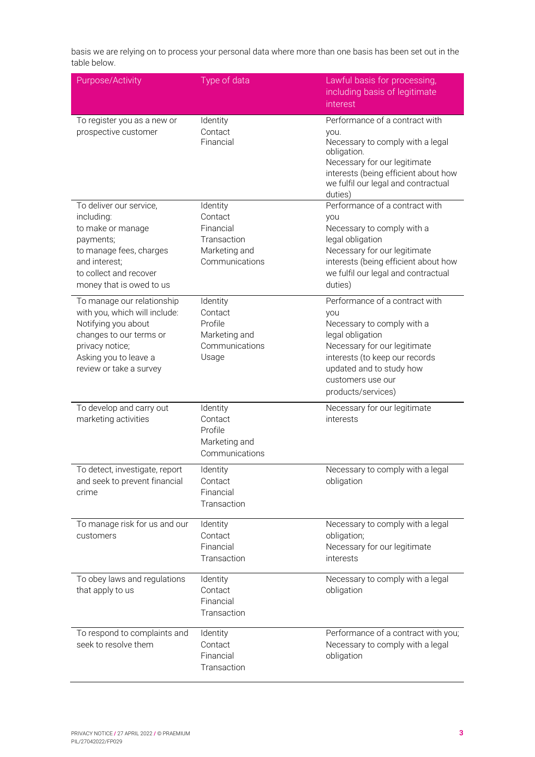basis we are relying on to process your personal data where more than one basis has been set out in the table below.

| Purpose/Activity | Type of data | Lawful basis for processing, including basis of legitimate interest |
|---|---|---|
| To register you as a new or prospective customer | Identity<br>Contact<br>Financial | Performance of a contract with you.<br>Necessary to comply with a legal obligation.<br>Necessary for our legitimate interests (being efficient about how we fulfil our legal and contractual duties) |
| To deliver our service, including:<br>to make or manage payments;<br>to manage fees, charges and interest;<br>to collect and recover money that is owed to us | Identity<br>Contact<br>Financial<br>Transaction<br>Marketing and Communications | Performance of a contract with you<br>Necessary to comply with a legal obligation<br>Necessary for our legitimate interests (being efficient about how we fulfil our legal and contractual duties) |
| To manage our relationship with you, which will include:<br>Notifying you about changes to our terms or privacy notice;<br>Asking you to leave a review or take a survey | Identity<br>Contact<br>Profile<br>Marketing and Communications<br>Usage | Performance of a contract with you<br>Necessary to comply with a legal obligation<br>Necessary for our legitimate interests (to keep our records updated and to study how customers use our products/services) |
| To develop and carry out marketing activities | Identity<br>Contact<br>Profile<br>Marketing and Communications | Necessary for our legitimate interests |
| To detect, investigate, report and seek to prevent financial crime | Identity<br>Contact<br>Financial<br>Transaction | Necessary to comply with a legal obligation |
| To manage risk for us and our customers | Identity<br>Contact<br>Financial<br>Transaction | Necessary to comply with a legal obligation;<br>Necessary for our legitimate interests |
| To obey laws and regulations that apply to us | Identity<br>Contact<br>Financial<br>Transaction | Necessary to comply with a legal obligation |
| To respond to complaints and seek to resolve them | Identity<br>Contact<br>Financial<br>Transaction | Performance of a contract with you;<br>Necessary to comply with a legal obligation |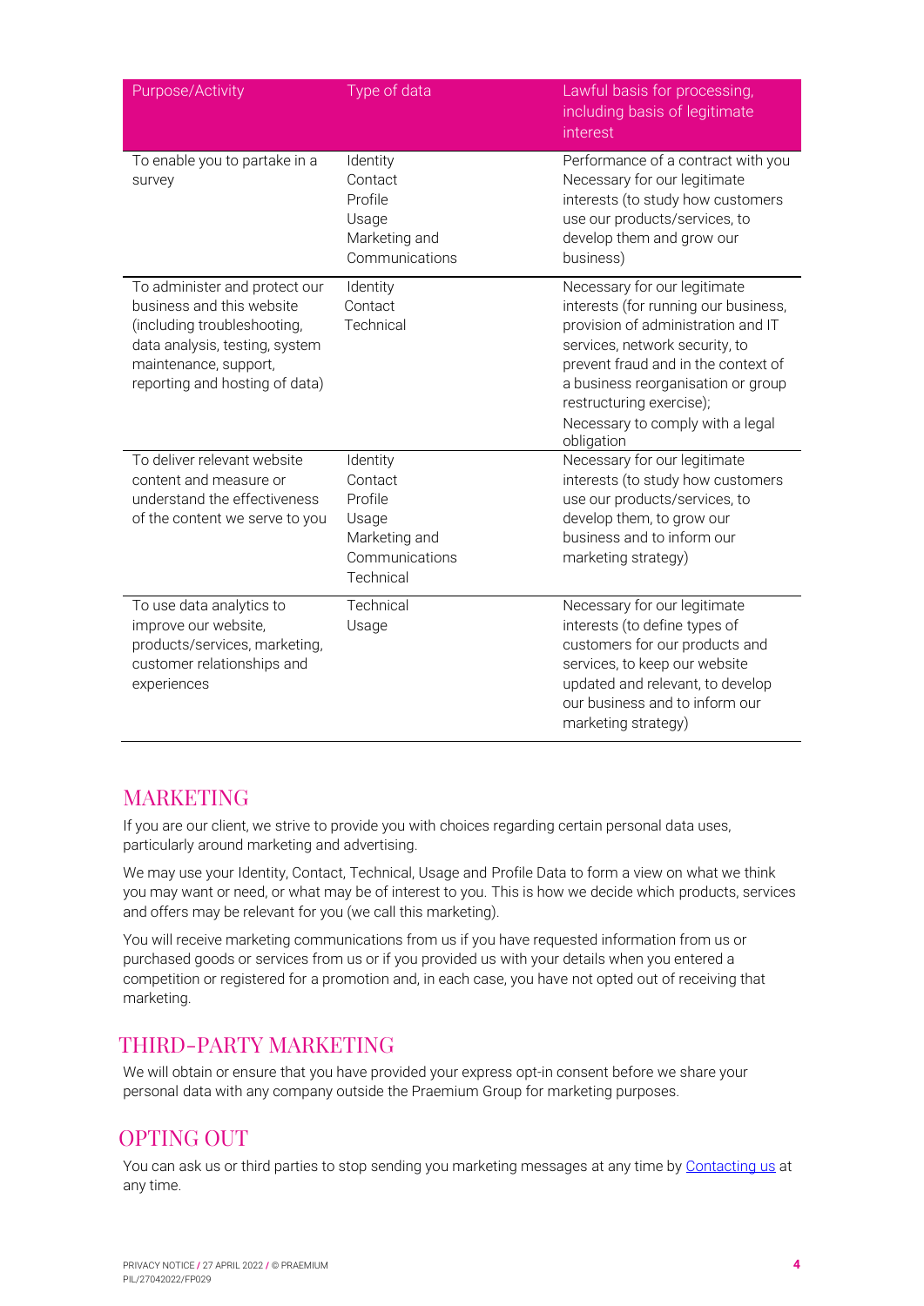| Purpose/Activity | Type of data | Lawful basis for processing, including basis of legitimate interest |
|---|---|---|
| To enable you to partake in a survey | Identity<br>Contact<br>Profile<br>Usage<br>Marketing and Communications | Performance of a contract with you<br>Necessary for our legitimate interests (to study how customers use our products/services, to develop them and grow our business) |
| To administer and protect our business and this website (including troubleshooting, data analysis, testing, system maintenance, support, reporting and hosting of data) | Identity<br>Contact<br>Technical | Necessary for our legitimate interests (for running our business, provision of administration and IT services, network security, to prevent fraud and in the context of a business reorganisation or group restructuring exercise);<br>Necessary to comply with a legal obligation |
| To deliver relevant website content and measure or understand the effectiveness of the content we serve to you | Identity<br>Contact<br>Profile<br>Usage<br>Marketing and Communications<br>Technical | Necessary for our legitimate interests (to study how customers use our products/services, to develop them, to grow our business and to inform our marketing strategy) |
| To use data analytics to improve our website, products/services, marketing, customer relationships and experiences | Technical<br>Usage | Necessary for our legitimate interests (to define types of customers for our products and services, to keep our website updated and relevant, to develop our business and to inform our marketing strategy) |

## MARKETING

If you are our client, we strive to provide you with choices regarding certain personal data uses, particularly around marketing and advertising.

We may use your Identity, Contact, Technical, Usage and Profile Data to form a view on what we think you may want or need, or what may be of interest to you. This is how we decide which products, services and offers may be relevant for you (we call this marketing).

You will receive marketing communications from us if you have requested information from us or purchased goods or services from us or if you provided us with your details when you entered a competition or registered for a promotion and, in each case, you have not opted out of receiving that marketing.

## THIRD-PARTY MARKETING

We will obtain or ensure that you have provided your express opt-in consent before we share your personal data with any company outside the Praemium Group for marketing purposes.

## OPTING OUT

You can ask us or third parties to stop sending you marketing messages at any time by Contacting us at any time.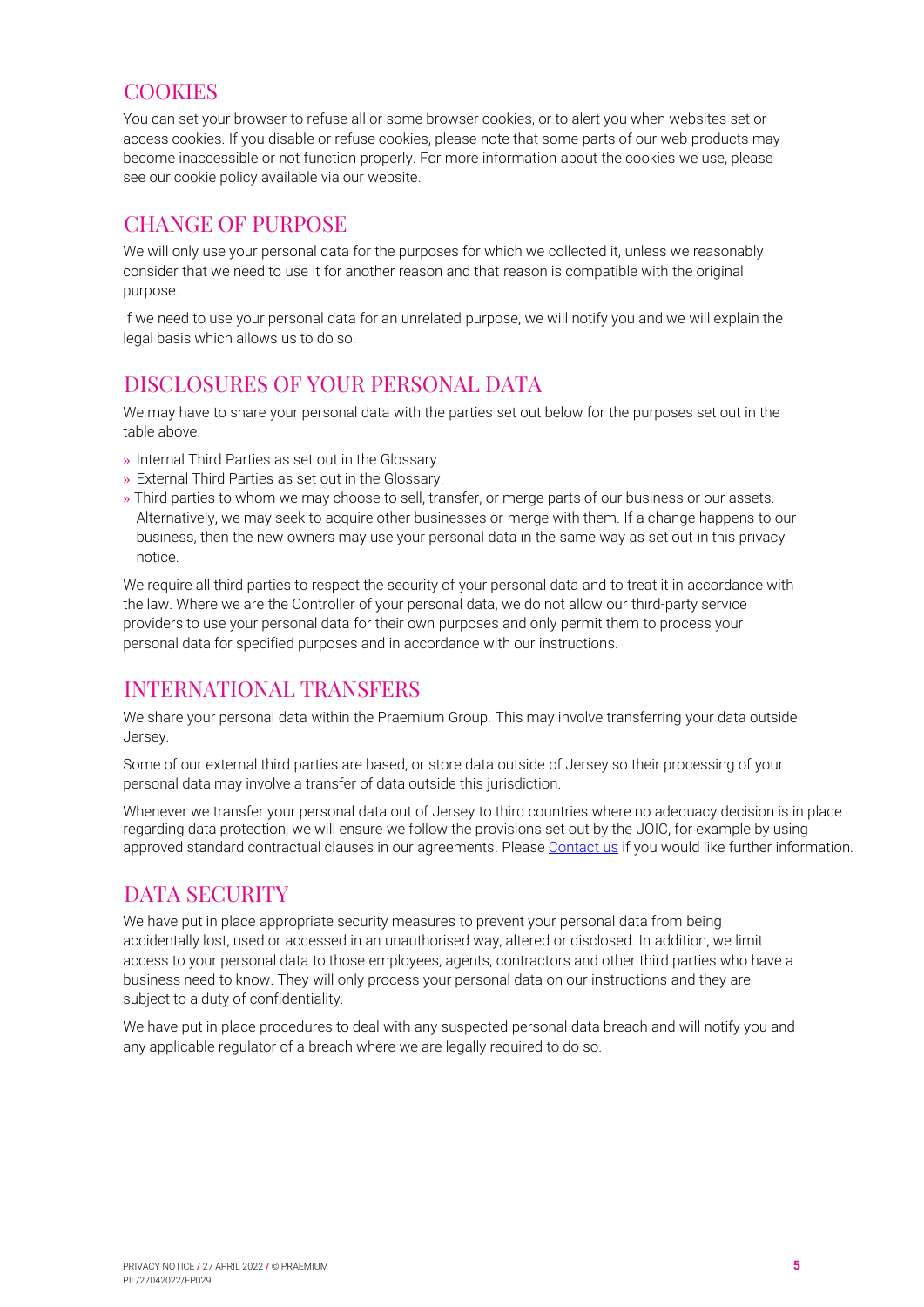## COOKIES

You can set your browser to refuse all or some browser cookies, or to alert you when websites set or access cookies. If you disable or refuse cookies, please note that some parts of our web products may become inaccessible or not function properly. For more information about the cookies we use, please see our cookie policy available via our website.

## CHANGE OF PURPOSE

We will only use your personal data for the purposes for which we collected it, unless we reasonably consider that we need to use it for another reason and that reason is compatible with the original purpose.

If we need to use your personal data for an unrelated purpose, we will notify you and we will explain the legal basis which allows us to do so.

## DISCLOSURES OF YOUR PERSONAL DATA

We may have to share your personal data with the parties set out below for the purposes set out in the table above.

- Internal Third Parties as set out in the Glossary.
- External Third Parties as set out in the Glossary.
- Third parties to whom we may choose to sell, transfer, or merge parts of our business or our assets. Alternatively, we may seek to acquire other businesses or merge with them. If a change happens to our business, then the new owners may use your personal data in the same way as set out in this privacy notice.

We require all third parties to respect the security of your personal data and to treat it in accordance with the law. Where we are the Controller of your personal data, we do not allow our third-party service providers to use your personal data for their own purposes and only permit them to process your personal data for specified purposes and in accordance with our instructions.

## INTERNATIONAL TRANSFERS

We share your personal data within the Praemium Group. This may involve transferring your data outside Jersey.

Some of our external third parties are based, or store data outside of Jersey so their processing of your personal data may involve a transfer of data outside this jurisdiction.

Whenever we transfer your personal data out of Jersey to third countries where no adequacy decision is in place regarding data protection, we will ensure we follow the provisions set out by the JOIC, for example by using approved standard contractual clauses in our agreements. Please Contact us if you would like further information.

## DATA SECURITY

We have put in place appropriate security measures to prevent your personal data from being accidentally lost, used or accessed in an unauthorised way, altered or disclosed. In addition, we limit access to your personal data to those employees, agents, contractors and other third parties who have a business need to know. They will only process your personal data on our instructions and they are subject to a duty of confidentiality.

We have put in place procedures to deal with any suspected personal data breach and will notify you and any applicable regulator of a breach where we are legally required to do so.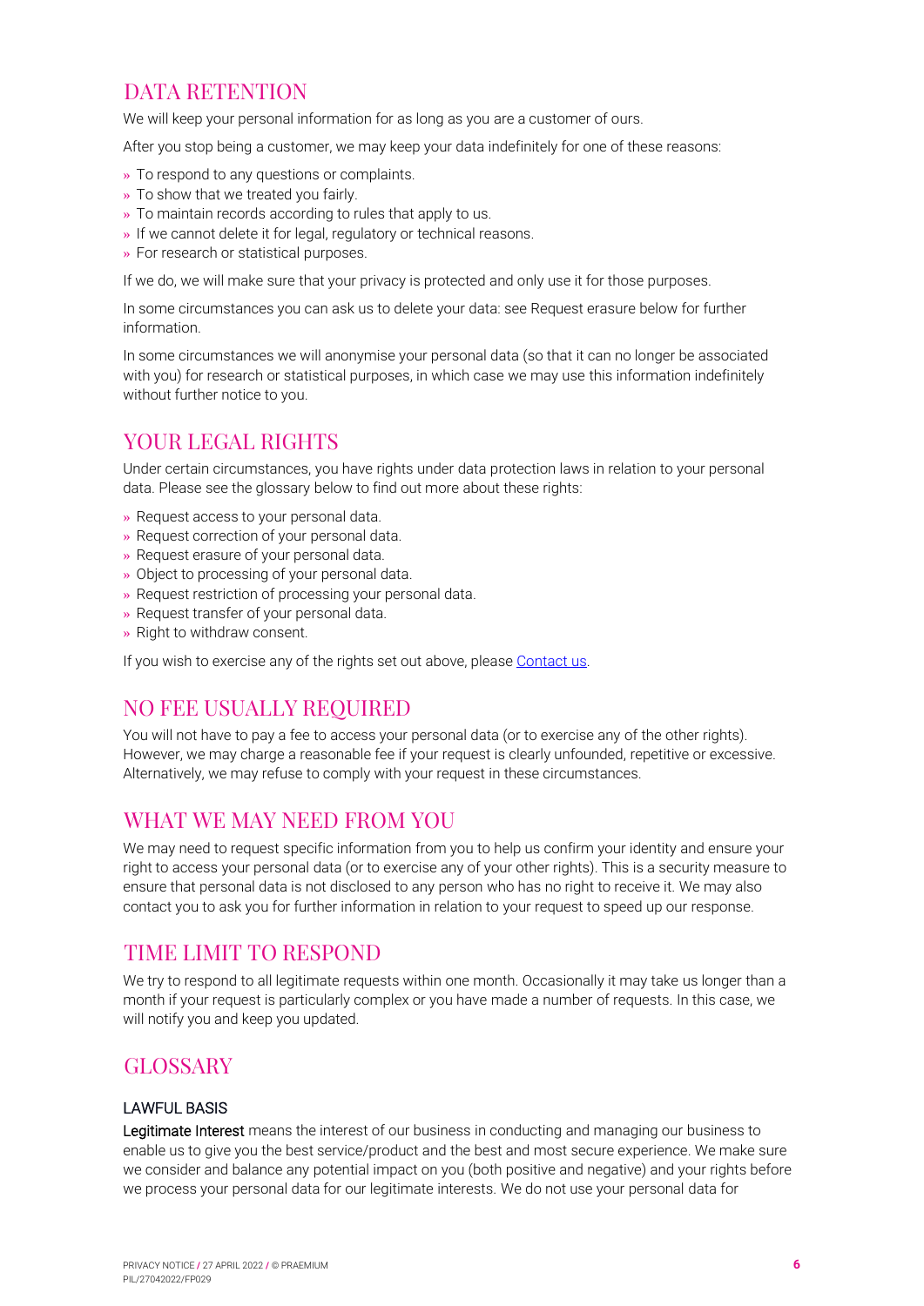## DATA RETENTION

We will keep your personal information for as long as you are a customer of ours.

After you stop being a customer, we may keep your data indefinitely for one of these reasons:

- To respond to any questions or complaints.
- To show that we treated you fairly.
- To maintain records according to rules that apply to us.
- If we cannot delete it for legal, regulatory or technical reasons.
- For research or statistical purposes.

If we do, we will make sure that your privacy is protected and only use it for those purposes.

In some circumstances you can ask us to delete your data: see Request erasure below for further information.

In some circumstances we will anonymise your personal data (so that it can no longer be associated with you) for research or statistical purposes, in which case we may use this information indefinitely without further notice to you.

## YOUR LEGAL RIGHTS

Under certain circumstances, you have rights under data protection laws in relation to your personal data. Please see the glossary below to find out more about these rights:

- Request access to your personal data.
- Request correction of your personal data.
- Request erasure of your personal data.
- Object to processing of your personal data.
- Request restriction of processing your personal data.
- Request transfer of your personal data.
- Right to withdraw consent.

If you wish to exercise any of the rights set out above, please Contact us.

## NO FEE USUALLY REQUIRED

You will not have to pay a fee to access your personal data (or to exercise any of the other rights). However, we may charge a reasonable fee if your request is clearly unfounded, repetitive or excessive. Alternatively, we may refuse to comply with your request in these circumstances.

## WHAT WE MAY NEED FROM YOU

We may need to request specific information from you to help us confirm your identity and ensure your right to access your personal data (or to exercise any of your other rights). This is a security measure to ensure that personal data is not disclosed to any person who has no right to receive it. We may also contact you to ask you for further information in relation to your request to speed up our response.

## TIME LIMIT TO RESPOND

We try to respond to all legitimate requests within one month. Occasionally it may take us longer than a month if your request is particularly complex or you have made a number of requests. In this case, we will notify you and keep you updated.

## GLOSSARY

### LAWFUL BASIS

**Legitimate Interest** means the interest of our business in conducting and managing our business to enable us to give you the best service/product and the best and most secure experience. We make sure we consider and balance any potential impact on you (both positive and negative) and your rights before we process your personal data for our legitimate interests. We do not use your personal data for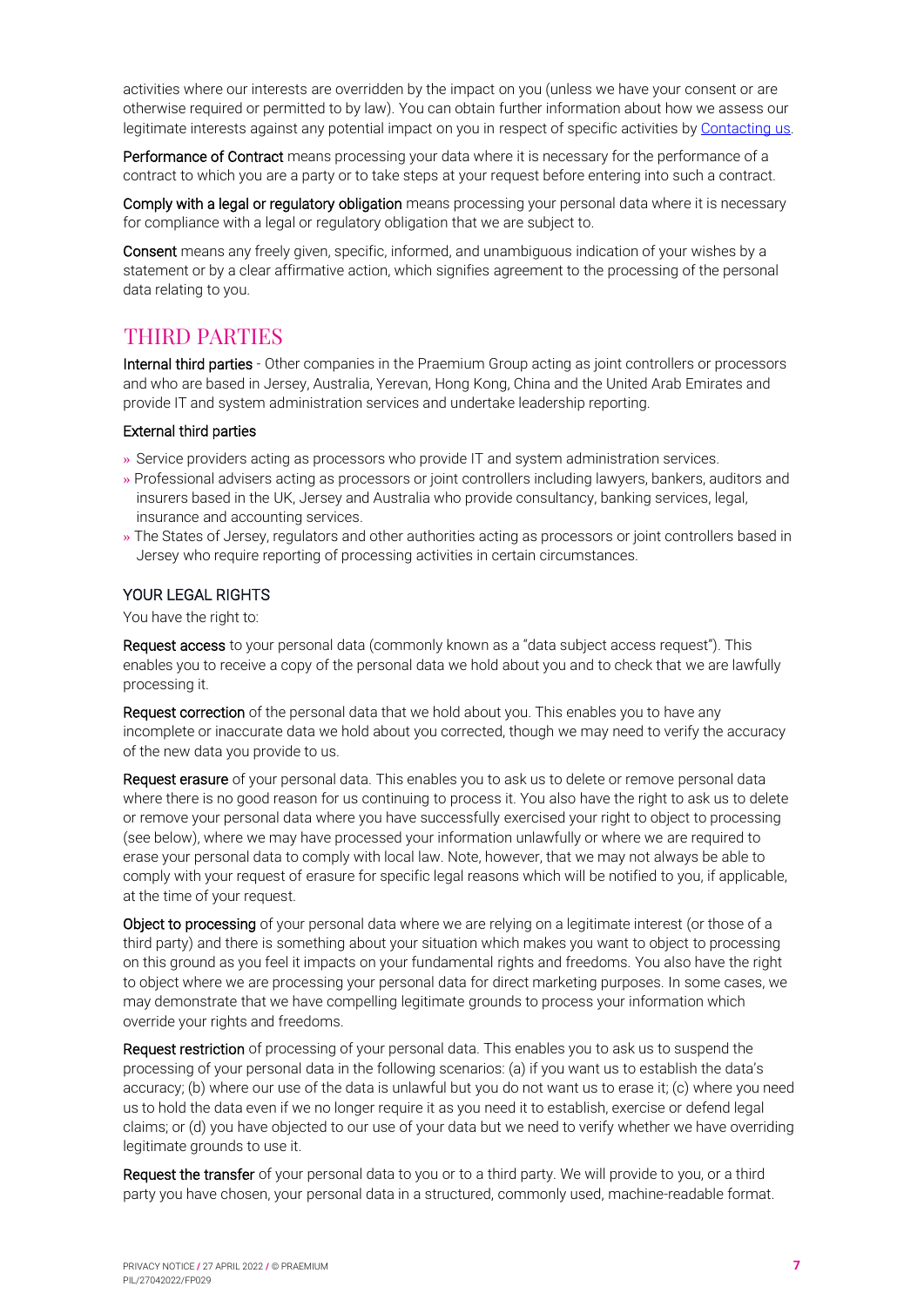activities where our interests are overridden by the impact on you (unless we have your consent or are otherwise required or permitted to by law). You can obtain further information about how we assess our legitimate interests against any potential impact on you in respect of specific activities by Contacting us.

**Performance of Contract** means processing your data where it is necessary for the performance of a contract to which you are a party or to take steps at your request before entering into such a contract.

**Comply with a legal or regulatory obligation** means processing your personal data where it is necessary for compliance with a legal or regulatory obligation that we are subject to.

**Consent** means any freely given, specific, informed, and unambiguous indication of your wishes by a statement or by a clear affirmative action, which signifies agreement to the processing of the personal data relating to you.

## THIRD PARTIES

**Internal third parties** - Other companies in the Praemium Group acting as joint controllers or processors and who are based in Jersey, Australia, Yerevan, Hong Kong, China and the United Arab Emirates and provide IT and system administration services and undertake leadership reporting.

**External third parties**

- Service providers acting as processors who provide IT and system administration services.
- Professional advisers acting as processors or joint controllers including lawyers, bankers, auditors and insurers based in the UK, Jersey and Australia who provide consultancy, banking services, legal, insurance and accounting services.
- The States of Jersey, regulators and other authorities acting as processors or joint controllers based in Jersey who require reporting of processing activities in certain circumstances.

### YOUR LEGAL RIGHTS

You have the right to:

**Request access** to your personal data (commonly known as a "data subject access request"). This enables you to receive a copy of the personal data we hold about you and to check that we are lawfully processing it.

**Request correction** of the personal data that we hold about you. This enables you to have any incomplete or inaccurate data we hold about you corrected, though we may need to verify the accuracy of the new data you provide to us.

**Request erasure** of your personal data. This enables you to ask us to delete or remove personal data where there is no good reason for us continuing to process it. You also have the right to ask us to delete or remove your personal data where you have successfully exercised your right to object to processing (see below), where we may have processed your information unlawfully or where we are required to erase your personal data to comply with local law. Note, however, that we may not always be able to comply with your request of erasure for specific legal reasons which will be notified to you, if applicable, at the time of your request.

**Object to processing** of your personal data where we are relying on a legitimate interest (or those of a third party) and there is something about your situation which makes you want to object to processing on this ground as you feel it impacts on your fundamental rights and freedoms. You also have the right to object where we are processing your personal data for direct marketing purposes. In some cases, we may demonstrate that we have compelling legitimate grounds to process your information which override your rights and freedoms.

**Request restriction** of processing of your personal data. This enables you to ask us to suspend the processing of your personal data in the following scenarios: (a) if you want us to establish the data's accuracy; (b) where our use of the data is unlawful but you do not want us to erase it; (c) where you need us to hold the data even if we no longer require it as you need it to establish, exercise or defend legal claims; or (d) you have objected to our use of your data but we need to verify whether we have overriding legitimate grounds to use it.

**Request the transfer** of your personal data to you or to a third party. We will provide to you, or a third party you have chosen, your personal data in a structured, commonly used, machine-readable format.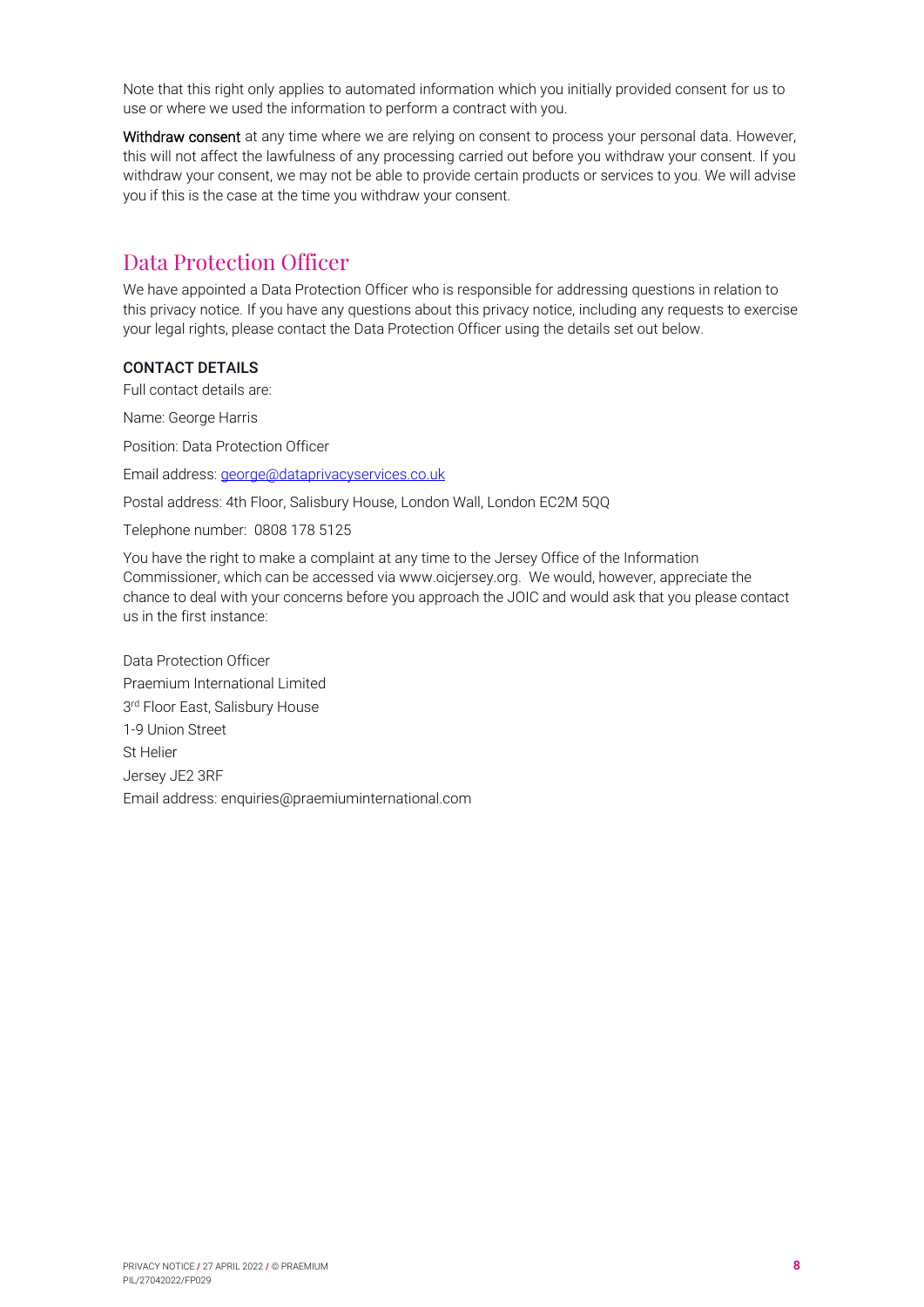Note that this right only applies to automated information which you initially provided consent for us to use or where we used the information to perform a contract with you.

**Withdraw consent** at any time where we are relying on consent to process your personal data. However, this will not affect the lawfulness of any processing carried out before you withdraw your consent. If you withdraw your consent, we may not be able to provide certain products or services to you. We will advise you if this is the case at the time you withdraw your consent.

## Data Protection Officer

We have appointed a Data Protection Officer who is responsible for addressing questions in relation to this privacy notice. If you have any questions about this privacy notice, including any requests to exercise your legal rights, please contact the Data Protection Officer using the details set out below.

### CONTACT DETAILS

Full contact details are:

Name: George Harris

Position: Data Protection Officer

Email address: george@dataprivacyservices.co.uk

Postal address: 4th Floor, Salisbury House, London Wall, London EC2M 5QQ

Telephone number: 0808 178 5125

You have the right to make a complaint at any time to the Jersey Office of the Information Commissioner, which can be accessed via www.oicjersey.org. We would, however, appreciate the chance to deal with your concerns before you approach the JOIC and would ask that you please contact us in the first instance:

Data Protection Officer  
Praemium International Limited  
3rd Floor East, Salisbury House  
1-9 Union Street  
St Helier  
Jersey JE2 3RF  
Email address: enquiries@praemiuminternational.com